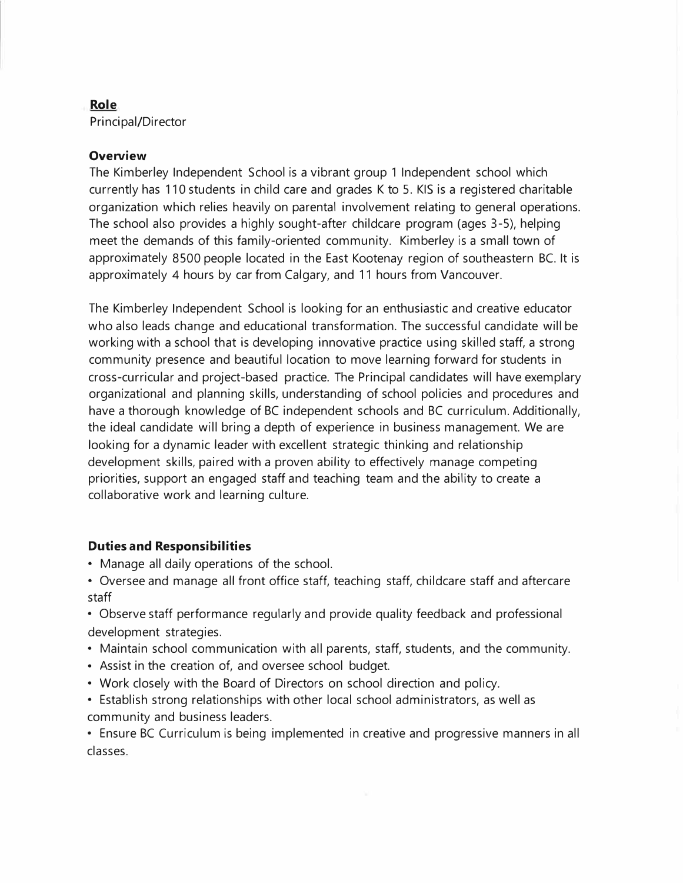**Role**

Principal/Director

**Overview**

The Kimberley Independent School is a vibrant group 1 Independent school which currently has 110 students in child care and grades K to 5. KIS is a registered charitable organization which relies heavily on parental involvement relating to general operations. The school also provides a highly sought-after childcare program (ages 3-5), helping meet the demands of this family-oriented community. Kimberley is a small town of approximately 8500 people located in the East Kootenay region of southeastern BC. It is approximately 4 hours by car from Calgary, and 11 hours from Vancouver.

The Kimberley Independent School is looking for an enthusiastic and creative educator who also leads change and educational transformation. The successful candidate will be working with a school that is developing innovative practice using skilled staff, a strong community presence and beautiful location to move learning forward for students in cross-curricular and project-based practice. The Principal candidates will have exemplary organizational and planning skills, understanding of school policies and procedures and have a thorough knowledge of BC independent schools and BC curriculum. Additionally, the ideal candidate will bring a depth of experience in business management. We are looking for a dynamic leader with excellent strategic thinking and relationship development skills, paired with a proven ability to effectively manage competing priorities, support an engaged staff and teaching team and the ability to create a collaborative work and learning culture.

**Duties and Responsibilities**

- Manage all daily operations of the school.
- Oversee and manage all front office staff, teaching staff, childcare staff and aftercare staff
- Observe staff performance regularly and provide quality feedback and professional development strategies.
- Maintain school communication with all parents, staff, students, and the community.
- Assist in the creation of, and oversee school budget.
- Work closely with the Board of Directors on school direction and policy.
- Establish strong relationships with other local school administrators, as well as community and business leaders.
- Ensure BC Curriculum is being implemented in creative and progressive manners in all classes.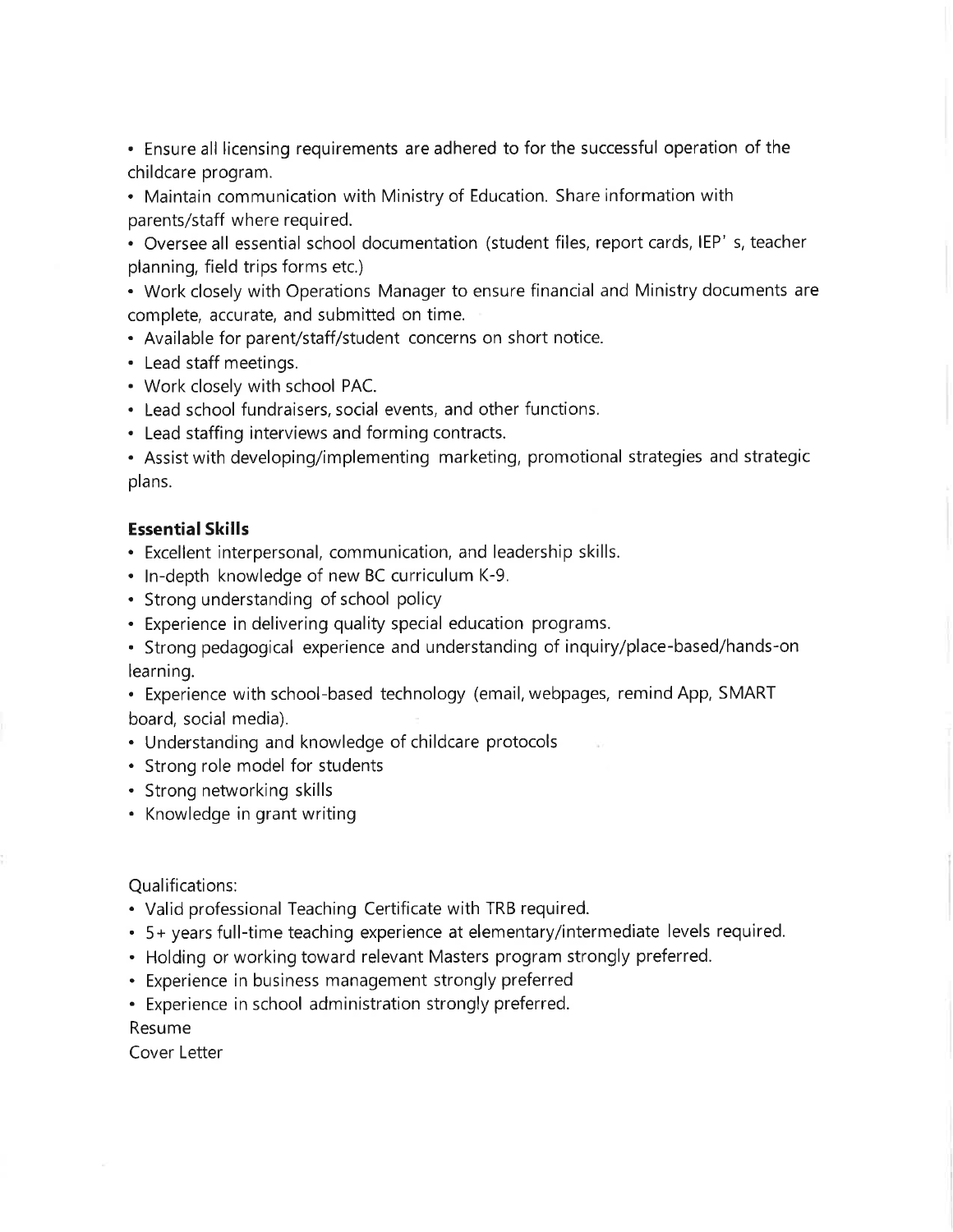- Ensure all licensing requirements are adhered to for the successful operation of the childcare program.
- Maintain communication with Ministry of Education. Share information with parents/staff where required.
- Oversee all essential school documentation (student files, report cards, IEP' s, teacher planning, field trips forms etc.)
- Work closely with Operations Manager to ensure financial and Ministry documents are complete, accurate, and submitted on time.
- Available for parent/staff/student concerns on short notice.
- Lead staff meetings.
- Work closely with school PAC.
- Lead school fundraisers, social events, and other functions.
- Lead staffing interviews and forming contracts.
- Assist with developing/implementing marketing, promotional strategies and strategic plans.

**Essential Skills**

- Excellent interpersonal, communication, and leadership skills.
- In-depth knowledge of new BC curriculum K-9.
- Strong understanding of school policy
- Experience in delivering quality special education programs.
- Strong pedagogical experience and understanding of inquiry/place-based/hands-on learning.
- Experience with school-based technology (email, webpages, remind App, SMART board, social media).
- Understanding and knowledge of childcare protocols
- Strong role model for students
- Strong networking skills
- Knowledge in grant writing

Qualifications:

- Valid professional Teaching Certificate with TRB required.
- 5+ years full-time teaching experience at elementary/intermediate levels required.
- Holding or working toward relevant Masters program strongly preferred.
- Experience in business management strongly preferred
- Experience in school administration strongly preferred.

Resume

Cover Letter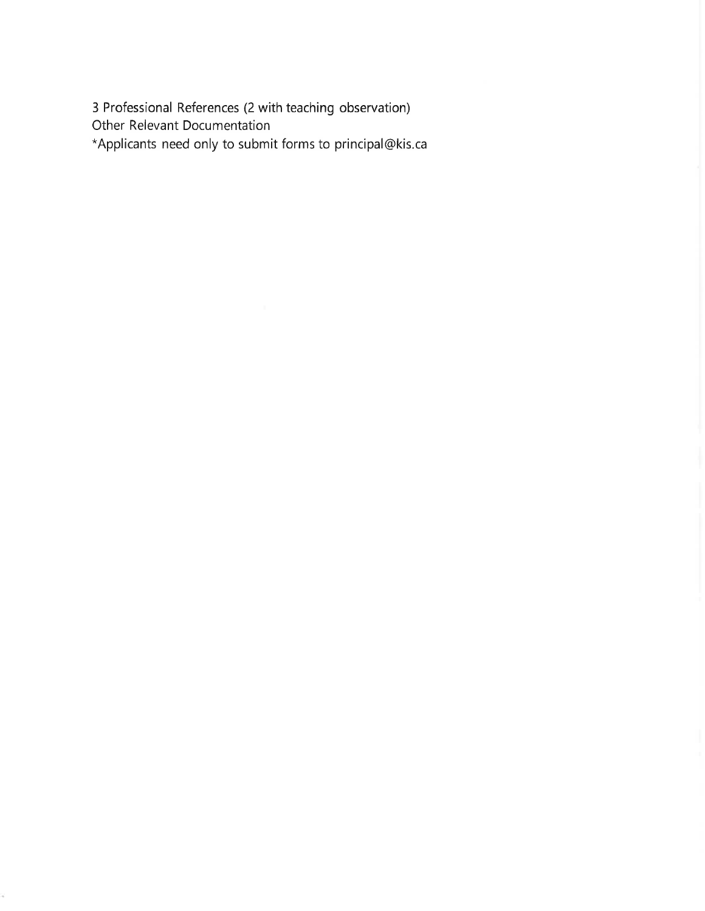3 Professional References (2 with teaching observation)
Other Relevant Documentation
*Applicants need only to submit forms to principal@kis.ca